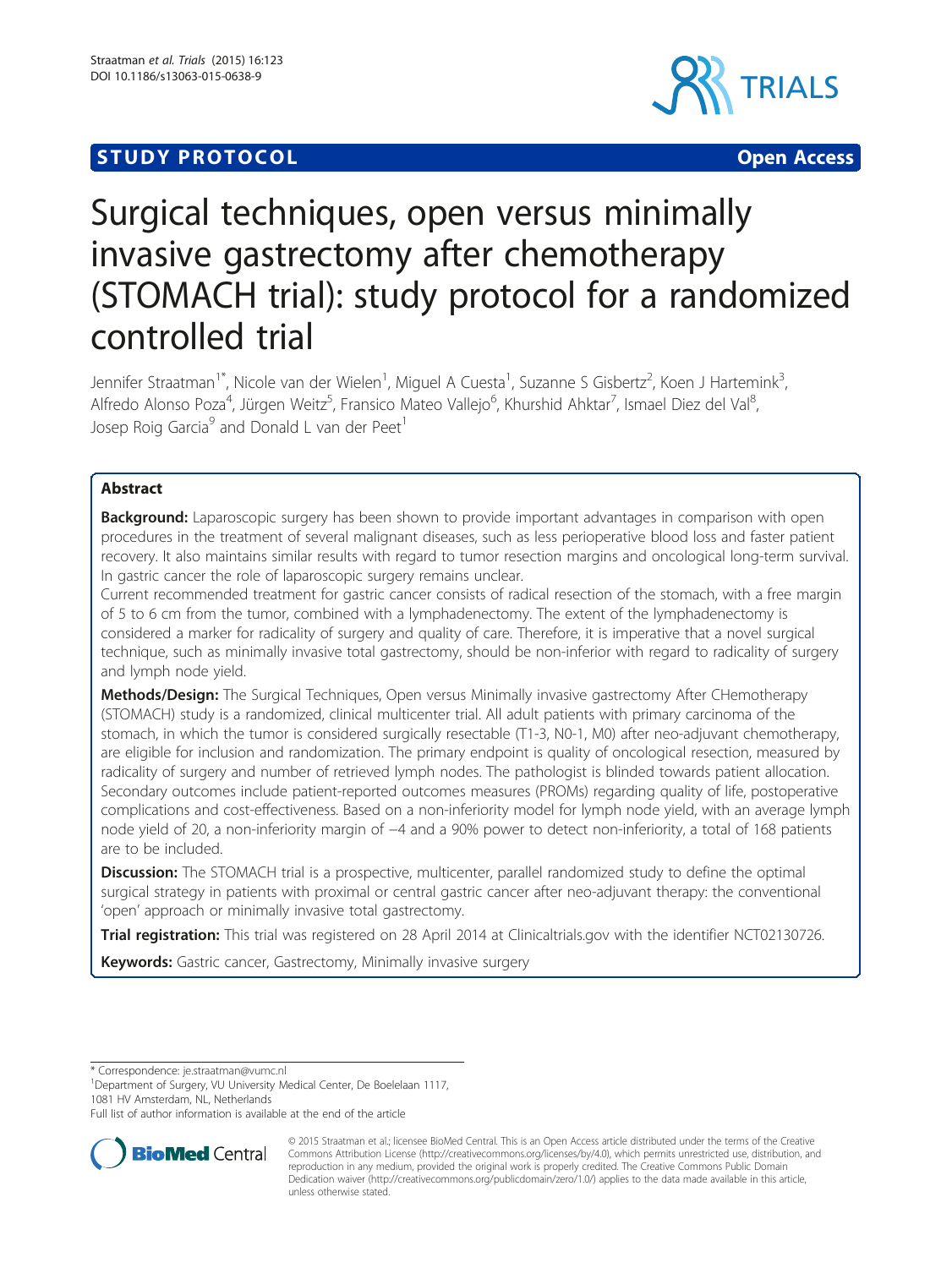**STUDY PROTOCOL** **Open Access**

# Surgical techniques, open versus minimally invasive gastrectomy after chemotherapy (STOMACH trial): study protocol for a randomized controlled trial

Jennifer Straatman[1*], Nicole van der Wielen[1], Miguel A Cuesta[1], Suzanne S Gisbertz[2], Koen J Hartemink[3], Alfredo Alonso Poza[4], Jürgen Weitz[5], Fransico Mateo Vallejo[6], Khurshid Ahktar[7], Ismael Diez del Val[8], Josep Roig Garcia[9] and Donald L van der Peet[1]

## Abstract

**Background:** Laparoscopic surgery has been shown to provide important advantages in comparison with open procedures in the treatment of several malignant diseases, such as less perioperative blood loss and faster patient recovery. It also maintains similar results with regard to tumor resection margins and oncological long-term survival. In gastric cancer the role of laparoscopic surgery remains unclear.

Current recommended treatment for gastric cancer consists of radical resection of the stomach, with a free margin of 5 to 6 cm from the tumor, combined with a lymphadenectomy. The extent of the lymphadenectomy is considered a marker for radicality of surgery and quality of care. Therefore, it is imperative that a novel surgical technique, such as minimally invasive total gastrectomy, should be non-inferior with regard to radicality of surgery and lymph node yield.

**Methods/Design:** The Surgical Techniques, Open versus Minimally invasive gastrectomy After CHemotherapy (STOMACH) study is a randomized, clinical multicenter trial. All adult patients with primary carcinoma of the stomach, in which the tumor is considered surgically resectable (T1-3, N0-1, M0) after neo-adjuvant chemotherapy, are eligible for inclusion and randomization. The primary endpoint is quality of oncological resection, measured by radicality of surgery and number of retrieved lymph nodes. The pathologist is blinded towards patient allocation. Secondary outcomes include patient-reported outcomes measures (PROMs) regarding quality of life, postoperative complications and cost-effectiveness. Based on a non-inferiority model for lymph node yield, with an average lymph node yield of 20, a non-inferiority margin of −4 and a 90% power to detect non-inferiority, a total of 168 patients are to be included.

**Discussion:** The STOMACH trial is a prospective, multicenter, parallel randomized study to define the optimal surgical strategy in patients with proximal or central gastric cancer after neo-adjuvant therapy: the conventional 'open' approach or minimally invasive total gastrectomy.

**Trial registration:** This trial was registered on 28 April 2014 at Clinicaltrials.gov with the identifier NCT02130726.

**Keywords:** Gastric cancer, Gastrectomy, Minimally invasive surgery

---

\* Correspondence: je.straatman@vumc.nl
[1]Department of Surgery, VU University Medical Center, De Boelelaan 1117, 1081 HV Amsterdam, NL, Netherlands
Full list of author information is available at the end of the article

© 2015 Straatman et al.; licensee BioMed Central. This is an Open Access article distributed under the terms of the Creative Commons Attribution License (http://creativecommons.org/licenses/by/4.0), which permits unrestricted use, distribution, and reproduction in any medium, provided the original work is properly credited. The Creative Commons Public Domain Dedication waiver (http://creativecommons.org/publicdomain/zero/1.0/) applies to the data made available in this article, unless otherwise stated.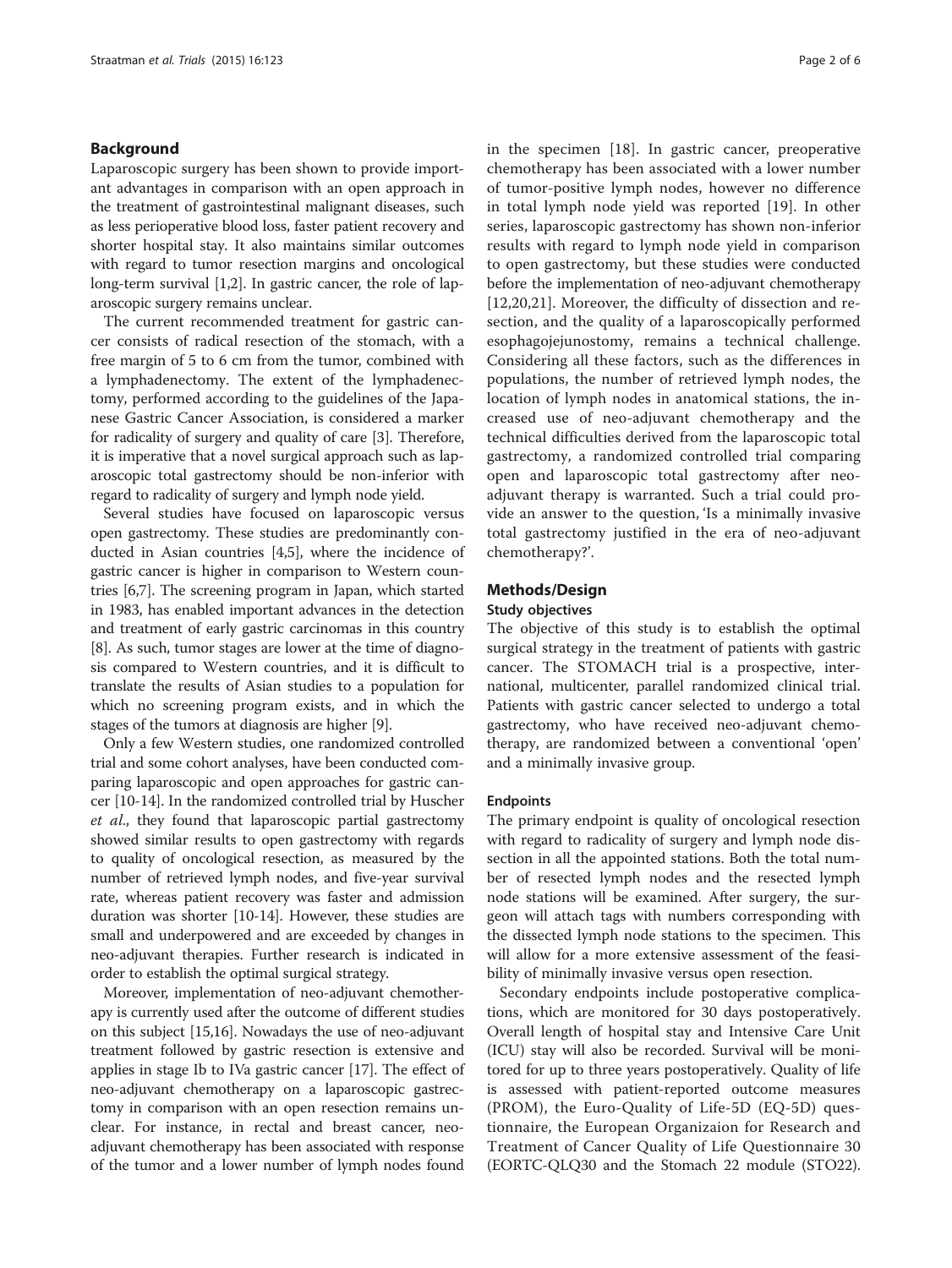## Background

Laparoscopic surgery has been shown to provide important advantages in comparison with an open approach in the treatment of gastrointestinal malignant diseases, such as less perioperative blood loss, faster patient recovery and shorter hospital stay. It also maintains similar outcomes with regard to tumor resection margins and oncological long-term survival [1,2]. In gastric cancer, the role of laparoscopic surgery remains unclear.

The current recommended treatment for gastric cancer consists of radical resection of the stomach, with a free margin of 5 to 6 cm from the tumor, combined with a lymphadenectomy. The extent of the lymphadenectomy, performed according to the guidelines of the Japanese Gastric Cancer Association, is considered a marker for radicality of surgery and quality of care [3]. Therefore, it is imperative that a novel surgical approach such as laparoscopic total gastrectomy should be non-inferior with regard to radicality of surgery and lymph node yield.

Several studies have focused on laparoscopic versus open gastrectomy. These studies are predominantly conducted in Asian countries [4,5], where the incidence of gastric cancer is higher in comparison to Western countries [6,7]. The screening program in Japan, which started in 1983, has enabled important advances in the detection and treatment of early gastric carcinomas in this country [8]. As such, tumor stages are lower at the time of diagnosis compared to Western countries, and it is difficult to translate the results of Asian studies to a population for which no screening program exists, and in which the stages of the tumors at diagnosis are higher [9].

Only a few Western studies, one randomized controlled trial and some cohort analyses, have been conducted comparing laparoscopic and open approaches for gastric cancer [10-14]. In the randomized controlled trial by Huscher *et al*., they found that laparoscopic partial gastrectomy showed similar results to open gastrectomy with regards to quality of oncological resection, as measured by the number of retrieved lymph nodes, and five-year survival rate, whereas patient recovery was faster and admission duration was shorter [10-14]. However, these studies are small and underpowered and are exceeded by changes in neo-adjuvant therapies. Further research is indicated in order to establish the optimal surgical strategy.

Moreover, implementation of neo-adjuvant chemotherapy is currently used after the outcome of different studies on this subject [15,16]. Nowadays the use of neo-adjuvant treatment followed by gastric resection is extensive and applies in stage Ib to IVa gastric cancer [17]. The effect of neo-adjuvant chemotherapy on a laparoscopic gastrectomy in comparison with an open resection remains unclear. For instance, in rectal and breast cancer, neo-adjuvant chemotherapy has been associated with response of the tumor and a lower number of lymph nodes found in the specimen [18]. In gastric cancer, preoperative chemotherapy has been associated with a lower number of tumor-positive lymph nodes, however no difference in total lymph node yield was reported [19]. In other series, laparoscopic gastrectomy has shown non-inferior results with regard to lymph node yield in comparison to open gastrectomy, but these studies were conducted before the implementation of neo-adjuvant chemotherapy [12,20,21]. Moreover, the difficulty of dissection and resection, and the quality of a laparoscopically performed esophagojejunostomy, remains a technical challenge. Considering all these factors, such as the differences in populations, the number of retrieved lymph nodes, the location of lymph nodes in anatomical stations, the increased use of neo-adjuvant chemotherapy and the technical difficulties derived from the laparoscopic total gastrectomy, a randomized controlled trial comparing open and laparoscopic total gastrectomy after neo-adjuvant therapy is warranted. Such a trial could provide an answer to the question, 'Is a minimally invasive total gastrectomy justified in the era of neo-adjuvant chemotherapy?'.

## Methods/Design

### Study objectives

The objective of this study is to establish the optimal surgical strategy in the treatment of patients with gastric cancer. The STOMACH trial is a prospective, international, multicenter, parallel randomized clinical trial. Patients with gastric cancer selected to undergo a total gastrectomy, who have received neo-adjuvant chemotherapy, are randomized between a conventional 'open' and a minimally invasive group.

### Endpoints

The primary endpoint is quality of oncological resection with regard to radicality of surgery and lymph node dissection in all the appointed stations. Both the total number of resected lymph nodes and the resected lymph node stations will be examined. After surgery, the surgeon will attach tags with numbers corresponding with the dissected lymph node stations to the specimen. This will allow for a more extensive assessment of the feasibility of minimally invasive versus open resection.

Secondary endpoints include postoperative complications, which are monitored for 30 days postoperatively. Overall length of hospital stay and Intensive Care Unit (ICU) stay will also be recorded. Survival will be monitored for up to three years postoperatively. Quality of life is assessed with patient-reported outcome measures (PROM), the Euro-Quality of Life-5D (EQ-5D) questionnaire, the European Organizaion for Research and Treatment of Cancer Quality of Life Questionnaire 30 (EORTC-QLQ30 and the Stomach 22 module (STO22).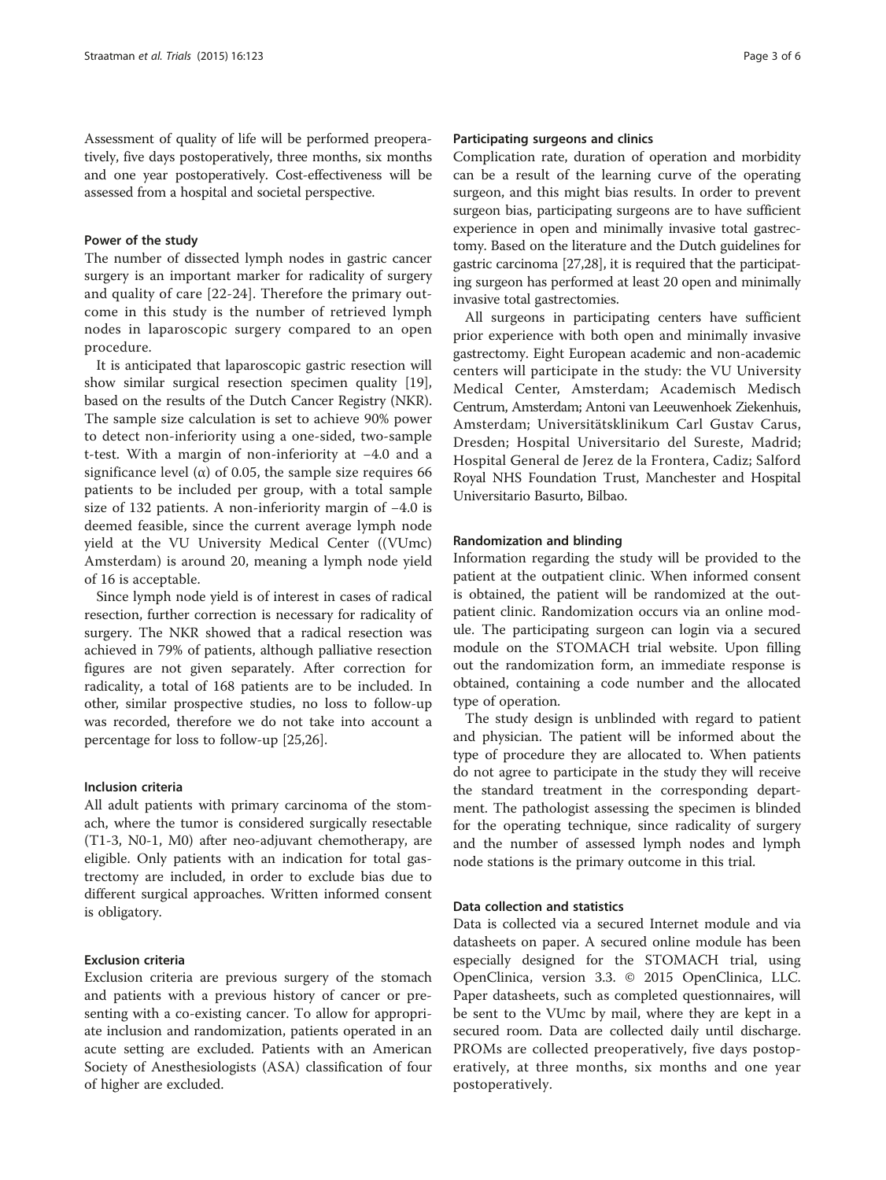Assessment of quality of life will be performed preoperatively, five days postoperatively, three months, six months and one year postoperatively. Cost-effectiveness will be assessed from a hospital and societal perspective.

### Power of the study

The number of dissected lymph nodes in gastric cancer surgery is an important marker for radicality of surgery and quality of care [22-24]. Therefore the primary outcome in this study is the number of retrieved lymph nodes in laparoscopic surgery compared to an open procedure.

It is anticipated that laparoscopic gastric resection will show similar surgical resection specimen quality [19], based on the results of the Dutch Cancer Registry (NKR). The sample size calculation is set to achieve 90% power to detect non-inferiority using a one-sided, two-sample t-test. With a margin of non-inferiority at −4.0 and a significance level (α) of 0.05, the sample size requires 66 patients to be included per group, with a total sample size of 132 patients. A non-inferiority margin of −4.0 is deemed feasible, since the current average lymph node yield at the VU University Medical Center ((VUmc) Amsterdam) is around 20, meaning a lymph node yield of 16 is acceptable.

Since lymph node yield is of interest in cases of radical resection, further correction is necessary for radicality of surgery. The NKR showed that a radical resection was achieved in 79% of patients, although palliative resection figures are not given separately. After correction for radicality, a total of 168 patients are to be included. In other, similar prospective studies, no loss to follow-up was recorded, therefore we do not take into account a percentage for loss to follow-up [25,26].

### Inclusion criteria

All adult patients with primary carcinoma of the stomach, where the tumor is considered surgically resectable (T1-3, N0-1, M0) after neo-adjuvant chemotherapy, are eligible. Only patients with an indication for total gastrectomy are included, in order to exclude bias due to different surgical approaches. Written informed consent is obligatory.

### Exclusion criteria

Exclusion criteria are previous surgery of the stomach and patients with a previous history of cancer or presenting with a co-existing cancer. To allow for appropriate inclusion and randomization, patients operated in an acute setting are excluded. Patients with an American Society of Anesthesiologists (ASA) classification of four of higher are excluded.

### Participating surgeons and clinics

Complication rate, duration of operation and morbidity can be a result of the learning curve of the operating surgeon, and this might bias results. In order to prevent surgeon bias, participating surgeons are to have sufficient experience in open and minimally invasive total gastrectomy. Based on the literature and the Dutch guidelines for gastric carcinoma [27,28], it is required that the participating surgeon has performed at least 20 open and minimally invasive total gastrectomies.

All surgeons in participating centers have sufficient prior experience with both open and minimally invasive gastrectomy. Eight European academic and non-academic centers will participate in the study: the VU University Medical Center, Amsterdam; Academisch Medisch Centrum, Amsterdam; Antoni van Leeuwenhoek Ziekenhuis, Amsterdam; Universitätsklinikum Carl Gustav Carus, Dresden; Hospital Universitario del Sureste, Madrid; Hospital General de Jerez de la Frontera, Cadiz; Salford Royal NHS Foundation Trust, Manchester and Hospital Universitario Basurto, Bilbao.

### Randomization and blinding

Information regarding the study will be provided to the patient at the outpatient clinic. When informed consent is obtained, the patient will be randomized at the outpatient clinic. Randomization occurs via an online module. The participating surgeon can login via a secured module on the STOMACH trial website. Upon filling out the randomization form, an immediate response is obtained, containing a code number and the allocated type of operation.

The study design is unblinded with regard to patient and physician. The patient will be informed about the type of procedure they are allocated to. When patients do not agree to participate in the study they will receive the standard treatment in the corresponding department. The pathologist assessing the specimen is blinded for the operating technique, since radicality of surgery and the number of assessed lymph nodes and lymph node stations is the primary outcome in this trial.

### Data collection and statistics

Data is collected via a secured Internet module and via datasheets on paper. A secured online module has been especially designed for the STOMACH trial, using OpenClinica, version 3.3. © 2015 OpenClinica, LLC. Paper datasheets, such as completed questionnaires, will be sent to the VUmc by mail, where they are kept in a secured room. Data are collected daily until discharge. PROMs are collected preoperatively, five days postoperatively, at three months, six months and one year postoperatively.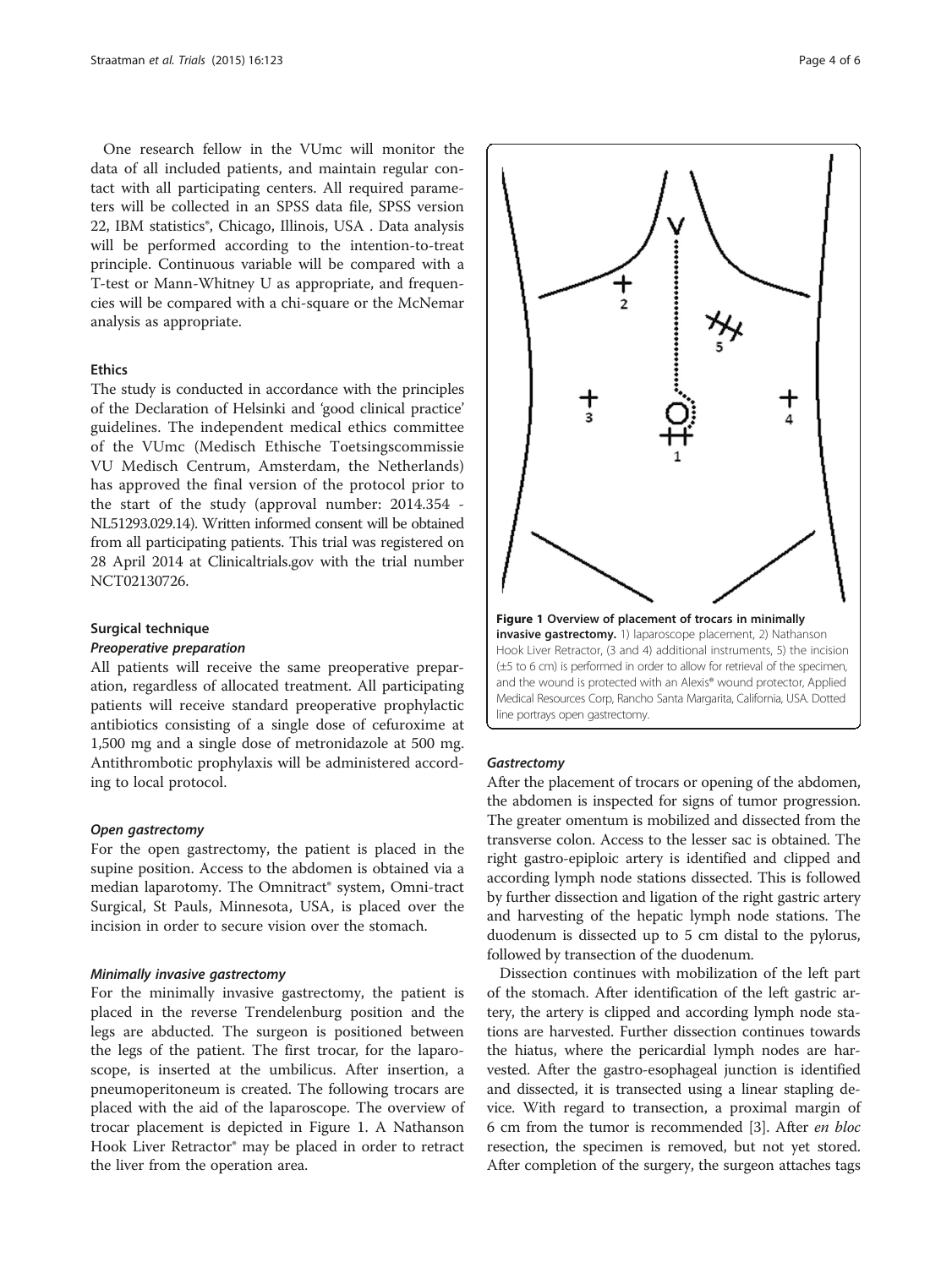One research fellow in the VUmc will monitor the data of all included patients, and maintain regular contact with all participating centers. All required parameters will be collected in an SPSS data file, SPSS version 22, IBM statistics®, Chicago, Illinois, USA . Data analysis will be performed according to the intention-to-treat principle. Continuous variable will be compared with a T-test or Mann-Whitney U as appropriate, and frequencies will be compared with a chi-square or the McNemar analysis as appropriate.

#### Ethics

The study is conducted in accordance with the principles of the Declaration of Helsinki and 'good clinical practice' guidelines. The independent medical ethics committee of the VUmc (Medisch Ethische Toetsingscommissie VU Medisch Centrum, Amsterdam, the Netherlands) has approved the final version of the protocol prior to the start of the study (approval number: 2014.354 - NL51293.029.14). Written informed consent will be obtained from all participating patients. This trial was registered on 28 April 2014 at Clinicaltrials.gov with the trial number NCT02130726.

#### Surgical technique

##### *Preoperative preparation*

All patients will receive the same preoperative preparation, regardless of allocated treatment. All participating patients will receive standard preoperative prophylactic antibiotics consisting of a single dose of cefuroxime at 1,500 mg and a single dose of metronidazole at 500 mg. Antithrombotic prophylaxis will be administered according to local protocol.

##### *Open gastrectomy*

For the open gastrectomy, the patient is placed in the supine position. Access to the abdomen is obtained via a median laparotomy. The Omnitract® system, Omni-tract Surgical, St Pauls, Minnesota, USA, is placed over the incision in order to secure vision over the stomach.

##### *Minimally invasive gastrectomy*

For the minimally invasive gastrectomy, the patient is placed in the reverse Trendelenburg position and the legs are abducted. The surgeon is positioned between the legs of the patient. The first trocar, for the laparoscope, is inserted at the umbilicus. After insertion, a pneumoperitoneum is created. The following trocars are placed with the aid of the laparoscope. The overview of trocar placement is depicted in Figure 1. A Nathanson Hook Liver Retractor® may be placed in order to retract the liver from the operation area.

**Figure 1 Overview of placement of trocars in minimally invasive gastrectomy.** 1) laparoscope placement, 2) Nathanson Hook Liver Retractor, (3 and 4) additional instruments, 5) the incision (±5 to 6 cm) is performed in order to allow for retrieval of the specimen, and the wound is protected with an Alexis® wound protector, Applied Medical Resources Corp, Rancho Santa Margarita, California, USA. Dotted line portrays open gastrectomy.

##### *Gastrectomy*

After the placement of trocars or opening of the abdomen, the abdomen is inspected for signs of tumor progression. The greater omentum is mobilized and dissected from the transverse colon. Access to the lesser sac is obtained. The right gastro-epiploic artery is identified and clipped and according lymph node stations dissected. This is followed by further dissection and ligation of the right gastric artery and harvesting of the hepatic lymph node stations. The duodenum is dissected up to 5 cm distal to the pylorus, followed by transection of the duodenum.

Dissection continues with mobilization of the left part of the stomach. After identification of the left gastric artery, the artery is clipped and according lymph node stations are harvested. Further dissection continues towards the hiatus, where the pericardial lymph nodes are harvested. After the gastro-esophageal junction is identified and dissected, it is transected using a linear stapling device. With regard to transection, a proximal margin of 6 cm from the tumor is recommended [3]. After *en bloc* resection, the specimen is removed, but not yet stored. After completion of the surgery, the surgeon attaches tags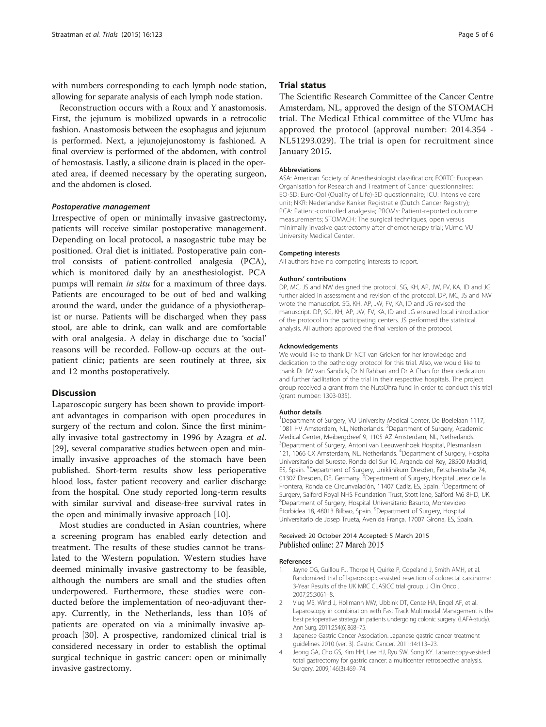with numbers corresponding to each lymph node station, allowing for separate analysis of each lymph node station.

Reconstruction occurs with a Roux and Y anastomosis. First, the jejunum is mobilized upwards in a retrocolic fashion. Anastomosis between the esophagus and jejunum is performed. Next, a jejunojejunostomy is fashioned. A final overview is performed of the abdomen, with control of hemostasis. Lastly, a silicone drain is placed in the operated area, if deemed necessary by the operating surgeon, and the abdomen is closed.

#### *Postoperative management*

Irrespective of open or minimally invasive gastrectomy, patients will receive similar postoperative management. Depending on local protocol, a nasogastric tube may be positioned. Oral diet is initiated. Postoperative pain control consists of patient-controlled analgesia (PCA), which is monitored daily by an anesthesiologist. PCA pumps will remain *in situ* for a maximum of three days. Patients are encouraged to be out of bed and walking around the ward, under the guidance of a physiotherapist or nurse. Patients will be discharged when they pass stool, are able to drink, can walk and are comfortable with oral analgesia. A delay in discharge due to 'social' reasons will be recorded. Follow-up occurs at the outpatient clinic; patients are seen routinely at three, six and 12 months postoperatively.

## Discussion

Laparoscopic surgery has been shown to provide important advantages in comparison with open procedures in surgery of the rectum and colon. Since the first minimally invasive total gastrectomy in 1996 by Azagra *et al*. [29], several comparative studies between open and minimally invasive approaches of the stomach have been published. Short-term results show less perioperative blood loss, faster patient recovery and earlier discharge from the hospital. One study reported long-term results with similar survival and disease-free survival rates in the open and minimally invasive approach [10].

Most studies are conducted in Asian countries, where a screening program has enabled early detection and treatment. The results of these studies cannot be translated to the Western population. Western studies have deemed minimally invasive gastrectomy to be feasible, although the numbers are small and the studies often underpowered. Furthermore, these studies were conducted before the implementation of neo-adjuvant therapy. Currently, in the Netherlands, less than 10% of patients are operated on via a minimally invasive approach [30]. A prospective, randomized clinical trial is considered necessary in order to establish the optimal surgical technique in gastric cancer: open or minimally invasive gastrectomy.

## Trial status

The Scientific Research Committee of the Cancer Centre Amsterdam, NL, approved the design of the STOMACH trial. The Medical Ethical committee of the VUmc has approved the protocol (approval number: 2014.354 - NL51293.029). The trial is open for recruitment since January 2015.

#### Abbreviations

ASA: American Society of Anesthesiologist classification; EORTC: European Organisation for Research and Treatment of Cancer questionnaires; EQ-5D: Euro-Qol (Quality of Life)-5D questionnaire; ICU: Intensive care unit; NKR: Nederlandse Kanker Registratie (Dutch Cancer Registry); PCA: Patient-controlled analgesia; PROMs: Patient-reported outcome measurements; STOMACH: The surgical techniques, open versus minimally invasive gastrectomy after chemotherapy trial; VUmc: VU University Medical Center.

#### Competing interests

All authors have no competing interests to report.

#### Authors' contributions

DP, MC, JS and NW designed the protocol. SG, KH, AP, JW, FV, KA, ID and JG further aided in assessment and revision of the protocol. DP, MC, JS and NW wrote the manuscript. SG, KH, AP, JW, FV, KA, ID and JG revised the manuscript. DP, SG, KH, AP, JW, FV, KA, ID and JG ensured local introduction of the protocol in the participating centers. JS performed the statistical analysis. All authors approved the final version of the protocol.

#### Acknowledgements

We would like to thank Dr NCT van Grieken for her knowledge and dedication to the pathology protocol for this trial. Also, we would like to thank Dr JW van Sandick, Dr N Rahbari and Dr A Chan for their dedication and further facilitation of the trial in their respective hospitals. The project group received a grant from the NutsOhra fund in order to conduct this trial (grant number: 1303-035).

#### Author details

[1]Department of Surgery, VU University Medical Center, De Boelelaan 1117, 1081 HV Amsterdam, NL, Netherlands. [2]Department of Surgery, Academic Medical Center, Meibergdreef 9, 1105 AZ Amsterdam, NL, Netherlands. [3]Department of Surgery, Antoni van Leeuwenhoek Hospital, Plesmanlaan 121, 1066 CX Amsterdam, NL, Netherlands. [4]Department of Surgery, Hospital Universitario del Sureste, Ronda del Sur 10, Arganda del Rey, 28500 Madrid, ES, Spain. [5]Department of Surgery, Uniklinikum Dresden, Fetscherstraße 74, 01307 Dresden, DE, Germany. [6]Department of Surgery, Hospital Jerez de la Frontera, Ronda de Circunvalación, 11407 Cadiz, ES, Spain. [7]Department of Surgery, Salford Royal NHS Foundation Trust, Stott lane, Salford M6 8HD, UK. [8]Department of Surgery, Hospital Universitario Basurto, Montevideo Etorbidea 18, 48013 Bilbao, Spain. [9]Department of Surgery, Hospital Universitario de Josep Trueta, Avenida França, 17007 Girona, ES, Spain.

Received: 20 October 2014 Accepted: 5 March 2015
Published online: 27 March 2015

#### References

1. Jayne DG, Guillou PJ, Thorpe H, Quirke P, Copeland J, Smith AMH, et al. Randomized trial of laparoscopic-assisted resection of colorectal carcinoma: 3-Year Results of the UK MRC CLASICC trial group. J Clin Oncol. 2007;25:3061–8.
2. Vlug MS, Wind J, Hollmann MW, Ubbink DT, Cense HA, Engel AF, et al. Laparoscopy in combination with Fast Track Multimodal Management is the best perioperative strategy in patients undergoing colonic surgery. (LAFA-study). Ann Surg. 2011;254(6):868–75.
3. Japanese Gastric Cancer Association. Japanese gastric cancer treatment guidelines 2010 (ver. 3). Gastric Cancer. 2011;14:113–23.
4. Jeong GA, Cho GS, Kim HH, Lee HJ, Ryu SW, Song KY. Laparoscopy-assisted total gastrectomy for gastric cancer: a multicenter retrospective analysis. Surgery. 2009;146(3):469–74.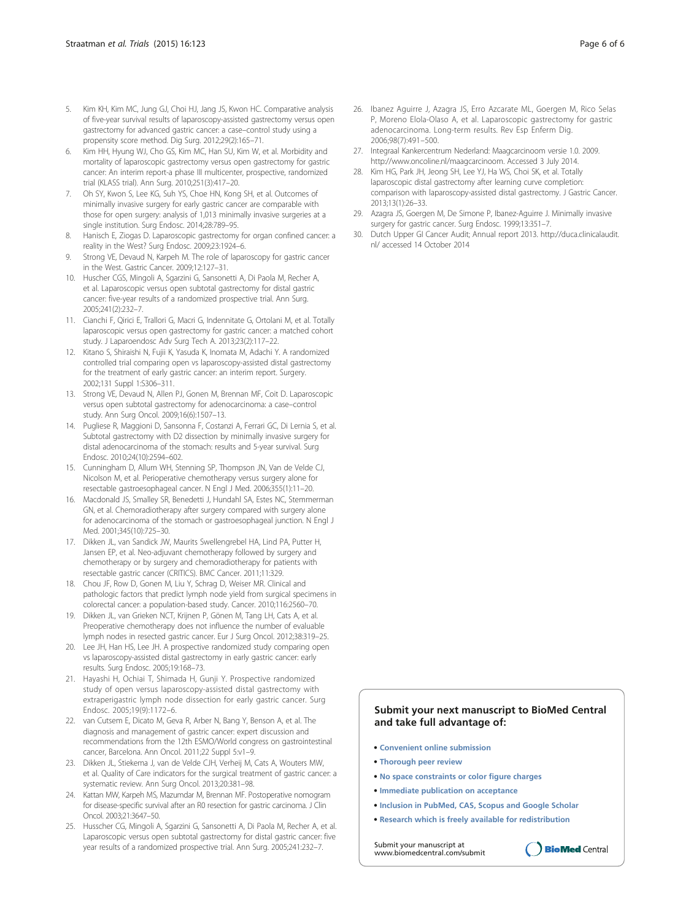5. Kim KH, Kim MC, Jung GJ, Choi HJ, Jang JS, Kwon HC. Comparative analysis of five-year survival results of laparoscopy-assisted gastrectomy versus open gastrectomy for advanced gastric cancer: a case–control study using a propensity score method. Dig Surg. 2012;29(2):165–71.
6. Kim HH, Hyung WJ, Cho GS, Kim MC, Han SU, Kim W, et al. Morbidity and mortality of laparoscopic gastrectomy versus open gastrectomy for gastric cancer: An interim report-a phase III multicenter, prospective, randomized trial (KLASS trial). Ann Surg. 2010;251(3):417–20.
7. Oh SY, Kwon S, Lee KG, Suh YS, Choe HN, Kong SH, et al. Outcomes of minimally invasive surgery for early gastric cancer are comparable with those for open surgery: analysis of 1,013 minimally invasive surgeries at a single institution. Surg Endosc. 2014;28:789–95.
8. Hanisch E, Ziogas D. Laparoscopic gastrectomy for organ confined cancer: a reality in the West? Surg Endosc. 2009;23:1924–6.
9. Strong VE, Devaud N, Karpeh M. The role of laparoscopy for gastric cancer in the West. Gastric Cancer. 2009;12:127–31.
10. Huscher CGS, Mingoli A, Sgarzini G, Sansonetti A, Di Paola M, Recher A, et al. Laparoscopic versus open subtotal gastrectomy for distal gastric cancer: five-year results of a randomized prospective trial. Ann Surg. 2005;241(2):232–7.
11. Cianchi F, Qirici E, Trallori G, Macri G, Indennitate G, Ortolani M, et al. Totally laparoscopic versus open gastrectomy for gastric cancer: a matched cohort study. J Laparoendosc Adv Surg Tech A. 2013;23(2):117–22.
12. Kitano S, Shiraishi N, Fujii K, Yasuda K, Inomata M, Adachi Y. A randomized controlled trial comparing open vs laparoscopy-assisted distal gastrectomy for the treatment of early gastric cancer: an interim report. Surgery. 2002;131 Suppl 1:S306–311.
13. Strong VE, Devaud N, Allen PJ, Gonen M, Brennan MF, Coit D. Laparoscopic versus open subtotal gastrectomy for adenocarcinoma: a case–control study. Ann Surg Oncol. 2009;16(6):1507–13.
14. Pugliese R, Maggioni D, Sansonna F, Costanzi A, Ferrari GC, Di Lernia S, et al. Subtotal gastrectomy with D2 dissection by minimally invasive surgery for distal adenocarcinoma of the stomach: results and 5-year survival. Surg Endosc. 2010;24(10):2594–602.
15. Cunningham D, Allum WH, Stenning SP, Thompson JN, Van de Velde CJ, Nicolson M, et al. Perioperative chemotherapy versus surgery alone for resectable gastroesophageal cancer. N Engl J Med. 2006;355(1):11–20.
16. Macdonald JS, Smalley SR, Benedetti J, Hundahl SA, Estes NC, Stemmerman GN, et al. Chemoradiotherapy after surgery compared with surgery alone for adenocarcinoma of the stomach or gastroesophageal junction. N Engl J Med. 2001;345(10):725–30.
17. Dikken JL, van Sandick JW, Maurits Swellengrebel HA, Lind PA, Putter H, Jansen EP, et al. Neo-adjuvant chemotherapy followed by surgery and chemotherapy or by surgery and chemoradiotherapy for patients with resectable gastric cancer (CRITICS). BMC Cancer. 2011;11:329.
18. Chou JF, Row D, Gonen M, Liu Y, Schrag D, Weiser MR. Clinical and pathologic factors that predict lymph node yield from surgical specimens in colorectal cancer: a population-based study. Cancer. 2010;116:2560–70.
19. Dikken JL, van Grieken NCT, Krijnen P, Gönen M, Tang LH, Cats A, et al. Preoperative chemotherapy does not influence the number of evaluable lymph nodes in resected gastric cancer. Eur J Surg Oncol. 2012;38:319–25.
20. Lee JH, Han HS, Lee JH. A prospective randomized study comparing open vs laparoscopy-assisted distal gastrectomy in early gastric cancer: early results. Surg Endosc. 2005;19:168–73.
21. Hayashi H, Ochiai T, Shimada H, Gunji Y. Prospective randomized study of open versus laparoscopy-assisted distal gastrectomy with extraperigastric lymph node dissection for early gastric cancer. Surg Endosc. 2005;19(9):1172–6.
22. van Cutsem E, Dicato M, Geva R, Arber N, Bang Y, Benson A, et al. The diagnosis and management of gastric cancer: expert discussion and recommendations from the 12th ESMO/World congress on gastrointestinal cancer, Barcelona. Ann Oncol. 2011;22 Suppl 5:v1–9.
23. Dikken JL, Stiekema J, van de Velde CJH, Verheij M, Cats A, Wouters MW, et al. Quality of Care indicators for the surgical treatment of gastric cancer: a systematic review. Ann Surg Oncol. 2013;20:381–98.
24. Kattan MW, Karpeh MS, Mazumdar M, Brennan MF. Postoperative nomogram for disease-specific survival after an R0 resection for gastric carcinoma. J Clin Oncol. 2003;21:3647–50.
25. Husscher CG, Mingoli A, Sgarzini G, Sansonetti A, Di Paola M, Recher A, et al. Laparoscopic versus open subtotal gastrectomy for distal gastric cancer: five year results of a randomized prospective trial. Ann Surg. 2005;241:232–7.
26. Ibanez Aguirre J, Azagra JS, Erro Azcarate ML, Goergen M, Rico Selas P, Moreno Elola-Olaso A, et al. Laparoscopic gastrectomy for gastric adenocarcinoma. Long-term results. Rev Esp Enferm Dig. 2006;98(7):491–500.
27. Integraal Kankercentrum Nederland: Maagcarcinoom versie 1.0. 2009. http://www.oncoline.nl/maagcarcinoom. Accessed 3 July 2014.
28. Kim HG, Park JH, Jeong SH, Lee YJ, Ha WS, Choi SK, et al. Totally laparoscopic distal gastrectomy after learning curve completion: comparison with laparoscopy-assisted distal gastrectomy. J Gastric Cancer. 2013;13(1):26–33.
29. Azagra JS, Goergen M, De Simone P, Ibanez-Aguirre J. Minimally invasive surgery for gastric cancer. Surg Endosc. 1999;13:351–7.
30. Dutch Upper GI Cancer Audit; Annual report 2013. http://duca.clinicalaudit.nl/ accessed 14 October 2014

**Submit your next manuscript to BioMed Central and take full advantage of:**

- **Convenient online submission**
- **Thorough peer review**
- **No space constraints or color figure charges**
- **Immediate publication on acceptance**
- **Inclusion in PubMed, CAS, Scopus and Google Scholar**
- **Research which is freely available for redistribution**

Submit your manuscript at
www.biomedcentral.com/submit

BioMed Central